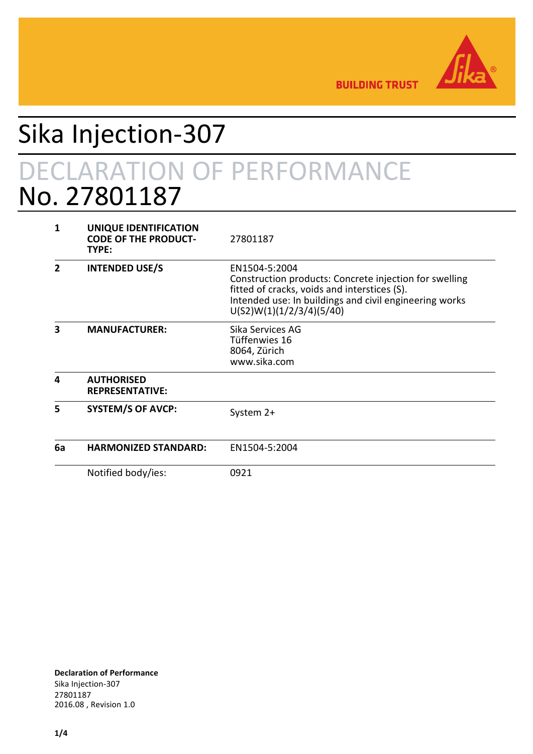BUILDING TRUST

# Sika Injection-307

## DECLARATION OF PERFORMANCE
## No. 27801187

| | | |
|---|---|---|
| **1** | **UNIQUE IDENTIFICATION CODE OF THE PRODUCT-TYPE:** | 27801187 |
| **2** | **INTENDED USE/S** | EN1504-5:2004<br>Construction products: Concrete injection for swelling fitted of cracks, voids and interstices (S).<br>Intended use: In buildings and civil engineering works<br>U(S2)W(1)(1/2/3/4)(5/40) |
| **3** | **MANUFACTURER:** | Sika Services AG<br>Tüffenwies 16<br>8064, Zürich<br>www.sika.com |
| **4** | **AUTHORISED REPRESENTATIVE:** | |
| **5** | **SYSTEM/S OF AVCP:** | System 2+ |
| **6a** | **HARMONIZED STANDARD:** | EN1504-5:2004 |
| | Notified body/ies: | 0921 |

**Declaration of Performance**
Sika Injection-307
27801187
2016.08 , Revision 1.0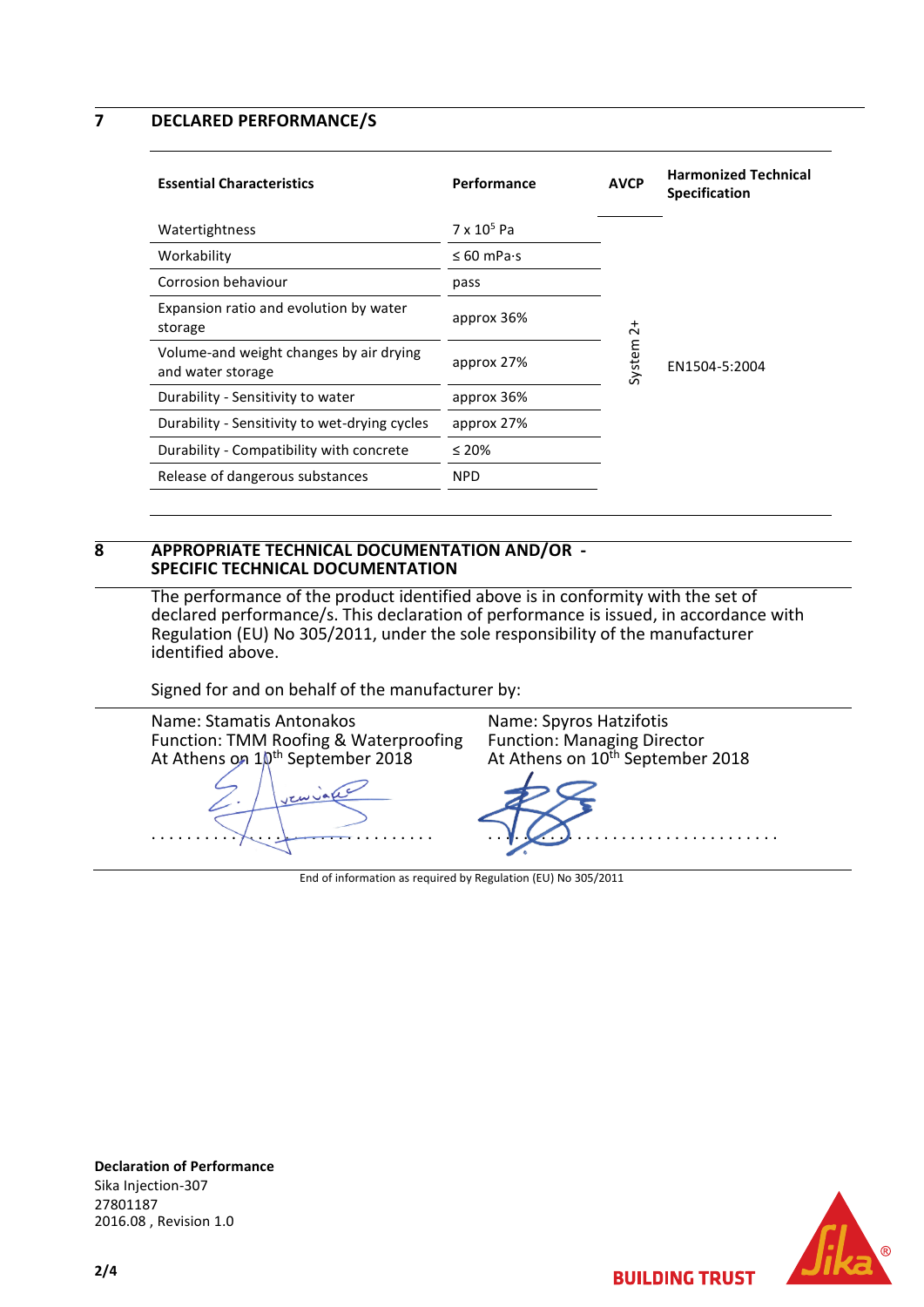## 7 DECLARED PERFORMANCE/S

| Essential Characteristics | Performance | AVCP | Harmonized Technical Specification |
|---|---|---|---|
| Watertightness | 7 x $10^5$ Pa | System 2+ | EN1504-5:2004 |
| Workability | ≤ 60 mPa·s | | |
| Corrosion behaviour | pass | | |
| Expansion ratio and evolution by water storage | approx 36% | | |
| Volume-and weight changes by air drying and water storage | approx 27% | | |
| Durability - Sensitivity to water | approx 36% | | |
| Durability - Sensitivity to wet-drying cycles | approx 27% | | |
| Durability - Compatibility with concrete | ≤ 20% | | |
| Release of dangerous substances | NPD | | |

## 8 APPROPRIATE TECHNICAL DOCUMENTATION AND/OR - SPECIFIC TECHNICAL DOCUMENTATION

The performance of the product identified above is in conformity with the set of declared performance/s. This declaration of performance is issued, in accordance with Regulation (EU) No 305/2011, under the sole responsibility of the manufacturer identified above.

Signed for and on behalf of the manufacturer by:

Name: Stamatis Antonakos
Function: TMM Roofing & Waterproofing
At Athens on 10th September 2018

.......................................

Name: Spyros Hatzifotis
Function: Managing Director
At Athens on 10th September 2018

.......................................

End of information as required by Regulation (EU) No 305/2011

**Declaration of Performance**
Sika Injection-307
27801187
2016.08 , Revision 1.0

BUILDING TRUST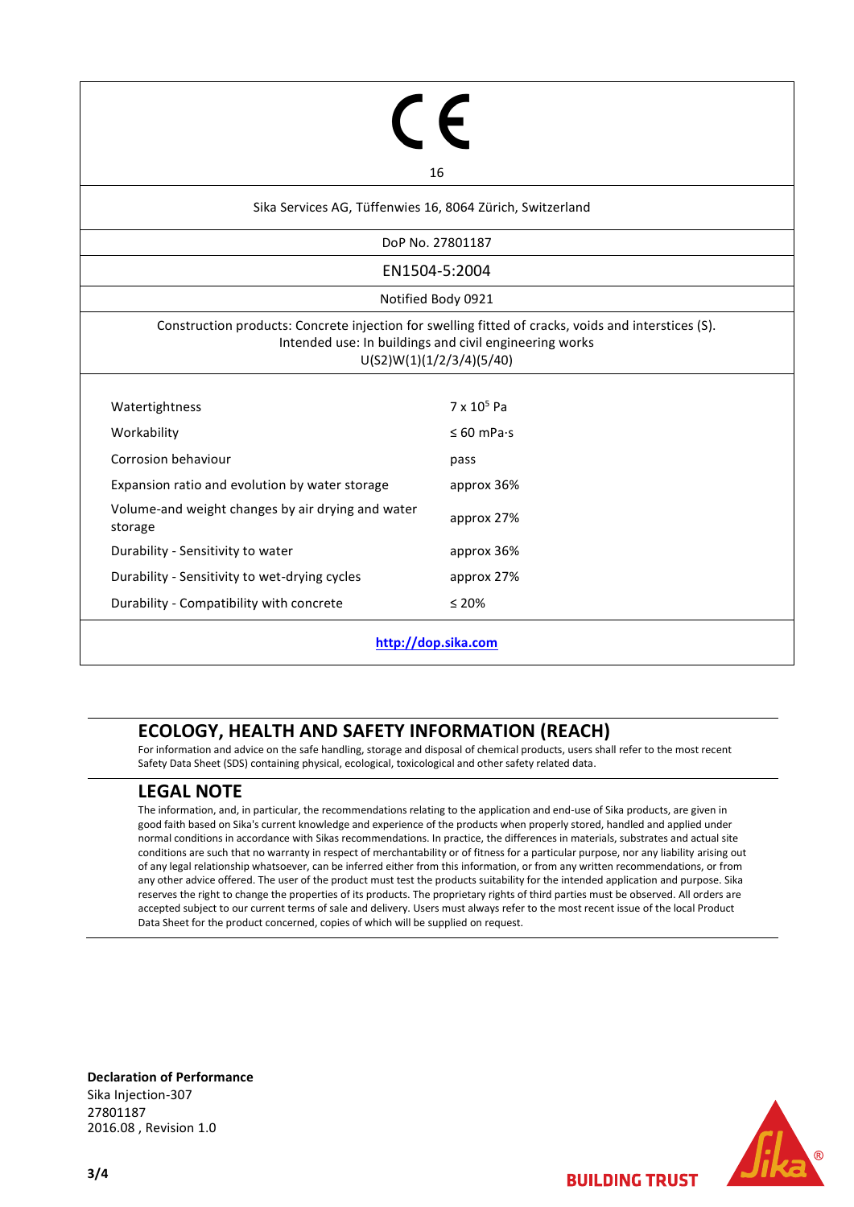CE

16

Sika Services AG, Tüffenwies 16, 8064 Zürich, Switzerland

DoP No. 27801187

EN1504-5:2004

Notified Body 0921

Construction products: Concrete injection for swelling fitted of cracks, voids and interstices (S).
Intended use: In buildings and civil engineering works
U(S2)W(1)(1/2/3/4)(5/40)

| | |
|---|---|
| Watertightness | 7 x $10^5$ Pa |
| Workability | ≤ 60 mPa·s |
| Corrosion behaviour | pass |
| Expansion ratio and evolution by water storage | approx 36% |
| Volume-and weight changes by air drying and water storage | approx 27% |
| Durability - Sensitivity to water | approx 36% |
| Durability - Sensitivity to wet-drying cycles | approx 27% |
| Durability - Compatibility with concrete | ≤ 20% |

**http://dop.sika.com**

## ECOLOGY, HEALTH AND SAFETY INFORMATION (REACH)

For information and advice on the safe handling, storage and disposal of chemical products, users shall refer to the most recent Safety Data Sheet (SDS) containing physical, ecological, toxicological and other safety related data.

## LEGAL NOTE

The information, and, in particular, the recommendations relating to the application and end-use of Sika products, are given in good faith based on Sika's current knowledge and experience of the products when properly stored, handled and applied under normal conditions in accordance with Sikas recommendations. In practice, the differences in materials, substrates and actual site conditions are such that no warranty in respect of merchantability or of fitness for a particular purpose, nor any liability arising out of any legal relationship whatsoever, can be inferred either from this information, or from any written recommendations, or from any other advice offered. The user of the product must test the products suitability for the intended application and purpose. Sika reserves the right to change the properties of its products. The proprietary rights of third parties must be observed. All orders are accepted subject to our current terms of sale and delivery. Users must always refer to the most recent issue of the local Product Data Sheet for the product concerned, copies of which will be supplied on request.

**Declaration of Performance**
Sika Injection-307
27801187
2016.08 , Revision 1.0

**BUILDING TRUST**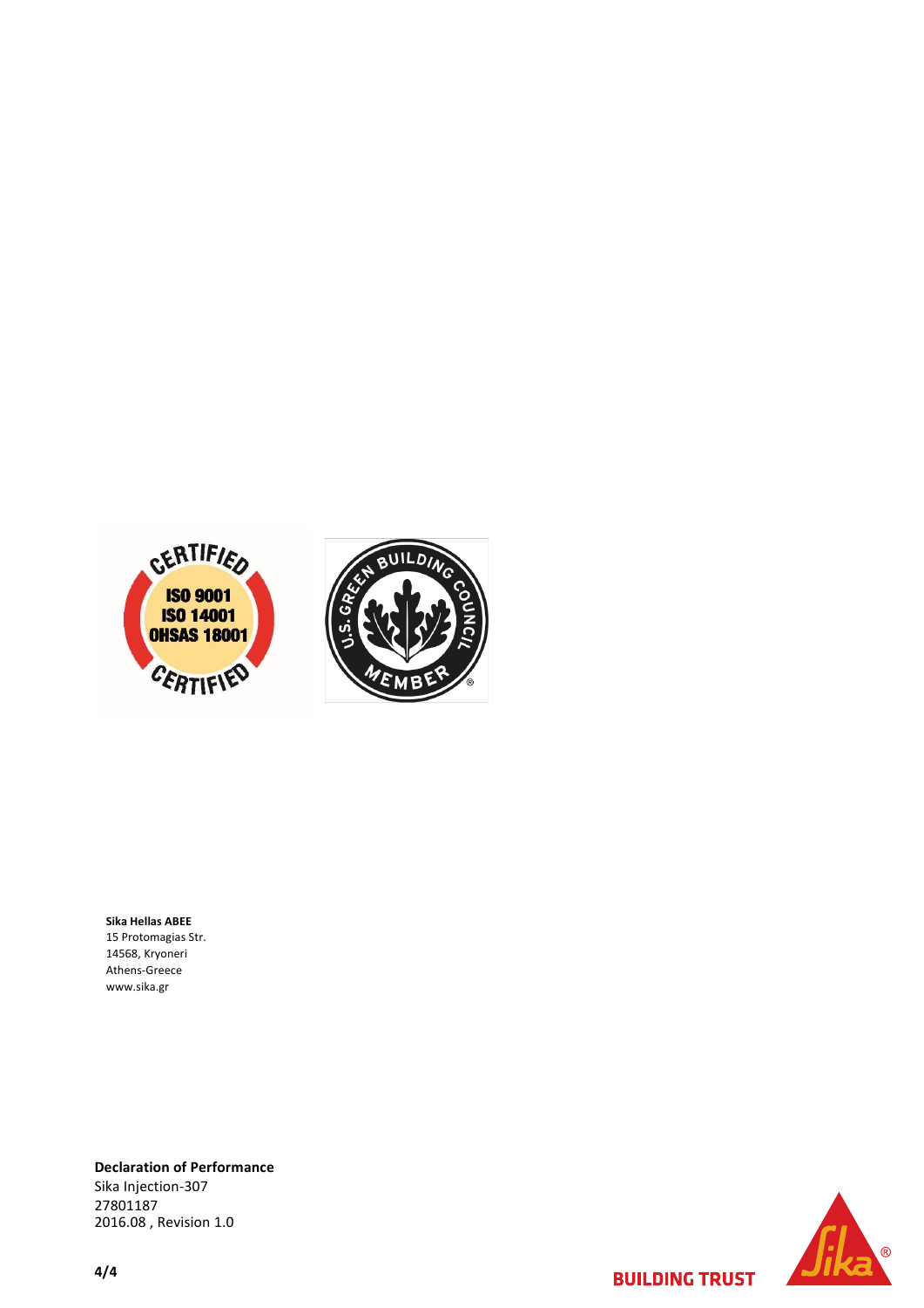**Sika Hellas ABEE**
15 Protomagias Str.
14568, Kryoneri
Athens-Greece
www.sika.gr

**Declaration of Performance**
Sika Injection-307
27801187
2016.08 , Revision 1.0

BUILDING TRUST